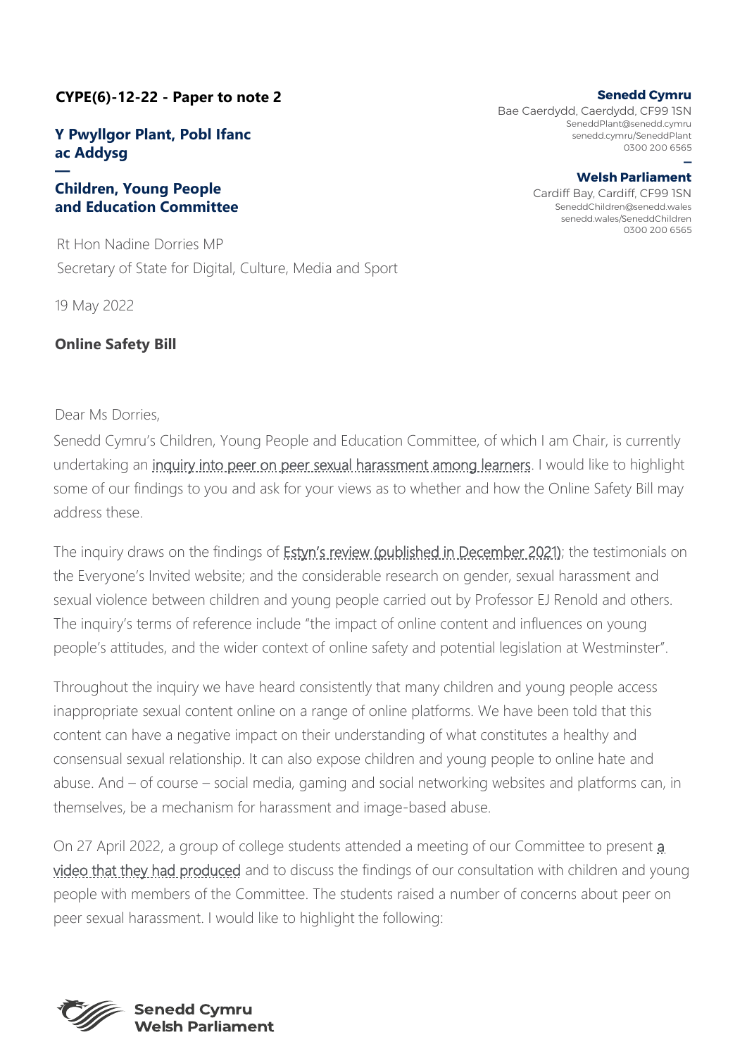**CYPE(6)-12-22 - Paper to note 2**

**Y Pwyllgor Plant, Pobl Ifanc ac Addysg**

**—**

**Children, Young People and Education Committee**

**Senedd Cymru**
Bae Caerdydd, Caerdydd, CF99 1SN
SeneddPlant@senedd.cymru
senedd.cymru/SeneddPlant
0300 200 6565

**—**

**Welsh Parliament**
Cardiff Bay, Cardiff, CF99 1SN
SeneddChildren@senedd.wales
senedd.wales/SeneddChildren
0300 200 6565

Rt Hon Nadine Dorries MP
Secretary of State for Digital, Culture, Media and Sport

19 May 2022

**Online Safety Bill**

Dear Ms Dorries,

Senedd Cymru's Children, Young People and Education Committee, of which I am Chair, is currently undertaking an inquiry into peer on peer sexual harassment among learners. I would like to highlight some of our findings to you and ask for your views as to whether and how the Online Safety Bill may address these.

The inquiry draws on the findings of Estyn's review (published in December 2021); the testimonials on the Everyone's Invited website; and the considerable research on gender, sexual harassment and sexual violence between children and young people carried out by Professor EJ Renold and others. The inquiry's terms of reference include "the impact of online content and influences on young people's attitudes, and the wider context of online safety and potential legislation at Westminster".

Throughout the inquiry we have heard consistently that many children and young people access inappropriate sexual content online on a range of online platforms. We have been told that this content can have a negative impact on their understanding of what constitutes a healthy and consensual sexual relationship. It can also expose children and young people to online hate and abuse. And – of course – social media, gaming and social networking websites and platforms can, in themselves, be a mechanism for harassment and image-based abuse.

On 27 April 2022, a group of college students attended a meeting of our Committee to present a video that they had produced and to discuss the findings of our consultation with children and young people with members of the Committee. The students raised a number of concerns about peer on peer sexual harassment. I would like to highlight the following: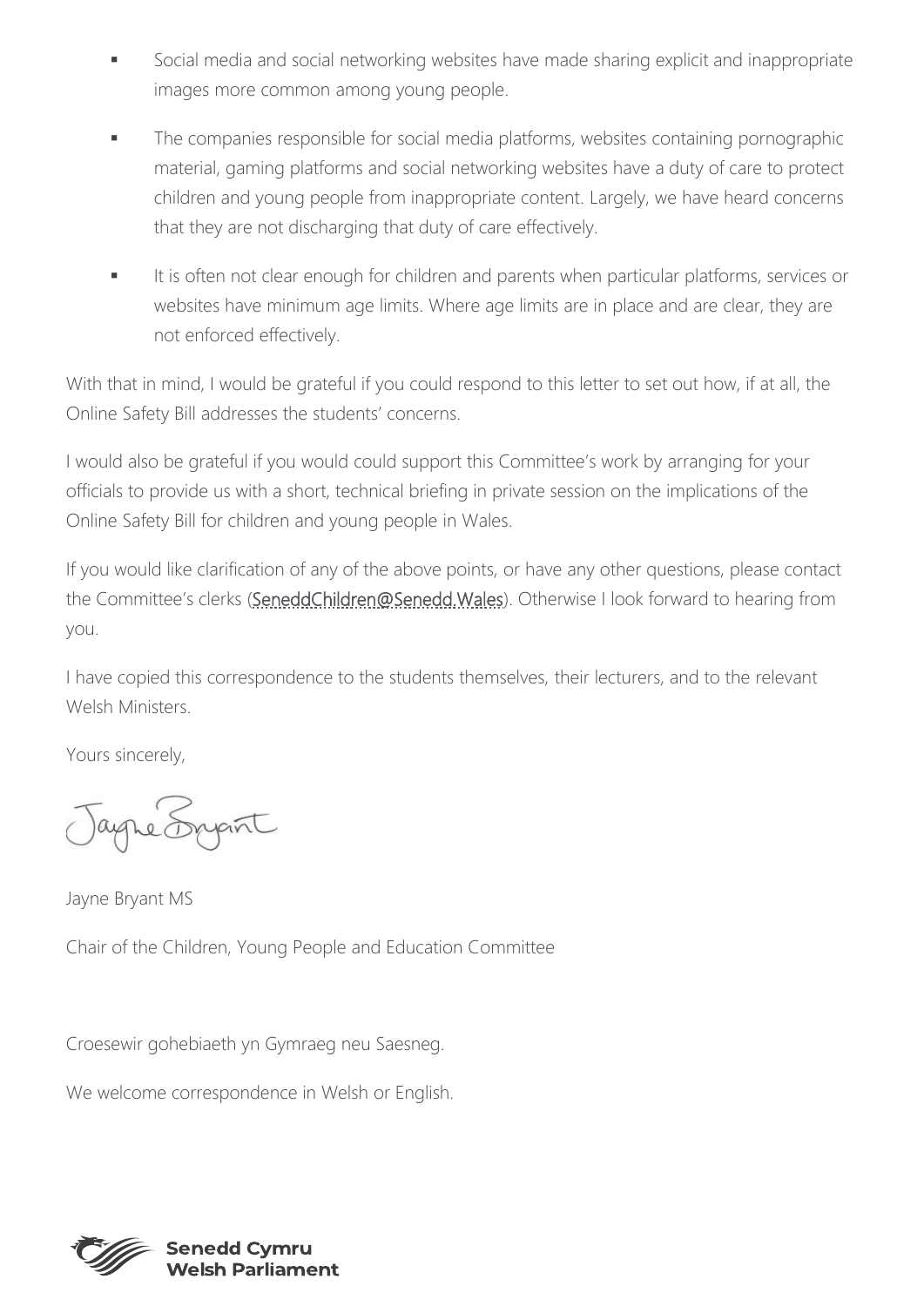- Social media and social networking websites have made sharing explicit and inappropriate images more common among young people.
- The companies responsible for social media platforms, websites containing pornographic material, gaming platforms and social networking websites have a duty of care to protect children and young people from inappropriate content. Largely, we have heard concerns that they are not discharging that duty of care effectively.
- It is often not clear enough for children and parents when particular platforms, services or websites have minimum age limits. Where age limits are in place and are clear, they are not enforced effectively.

With that in mind, I would be grateful if you could respond to this letter to set out how, if at all, the Online Safety Bill addresses the students' concerns.

I would also be grateful if you would could support this Committee's work by arranging for your officials to provide us with a short, technical briefing in private session on the implications of the Online Safety Bill for children and young people in Wales.

If you would like clarification of any of the above points, or have any other questions, please contact the Committee's clerks (SeneddChildren@Senedd.Wales). Otherwise I look forward to hearing from you.

I have copied this correspondence to the students themselves, their lecturers, and to the relevant Welsh Ministers.

Yours sincerely,

Jayne Bryant MS

Chair of the Children, Young People and Education Committee

Croesewir gohebiaeth yn Gymraeg neu Saesneg.

We welcome correspondence in Welsh or English.

Senedd Cymru
Welsh Parliament